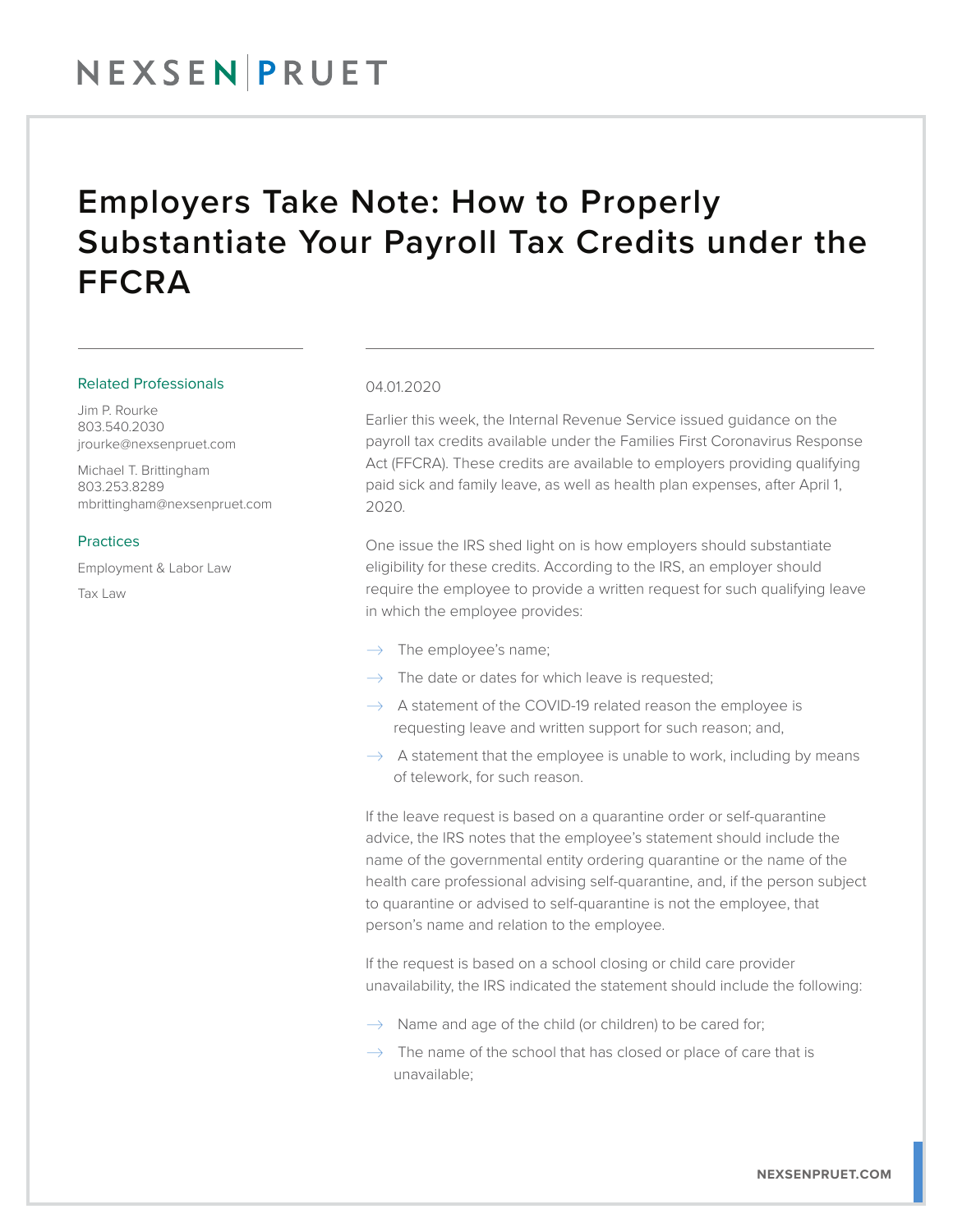NEXSEN | PRUET

# Employers Take Note: How to Properly Substantiate Your Payroll Tax Credits under the FFCRA

**Related Professionals**

Jim P. Rourke
803.540.2030
jrourke@nexsenpruet.com

Michael T. Brittingham
803.253.8289
mbrittingham@nexsenpruet.com

**Practices**

Employment & Labor Law

Tax Law

04.01.2020

Earlier this week, the Internal Revenue Service issued guidance on the payroll tax credits available under the Families First Coronavirus Response Act (FFCRA). These credits are available to employers providing qualifying paid sick and family leave, as well as health plan expenses, after April 1, 2020.

One issue the IRS shed light on is how employers should substantiate eligibility for these credits. According to the IRS, an employer should require the employee to provide a written request for such qualifying leave in which the employee provides:

- The employee's name;
- The date or dates for which leave is requested;
- A statement of the COVID-19 related reason the employee is requesting leave and written support for such reason; and,
- A statement that the employee is unable to work, including by means of telework, for such reason.

If the leave request is based on a quarantine order or self-quarantine advice, the IRS notes that the employee's statement should include the name of the governmental entity ordering quarantine or the name of the health care professional advising self-quarantine, and, if the person subject to quarantine or advised to self-quarantine is not the employee, that person's name and relation to the employee.

If the request is based on a school closing or child care provider unavailability, the IRS indicated the statement should include the following:

- Name and age of the child (or children) to be cared for;
- The name of the school that has closed or place of care that is unavailable;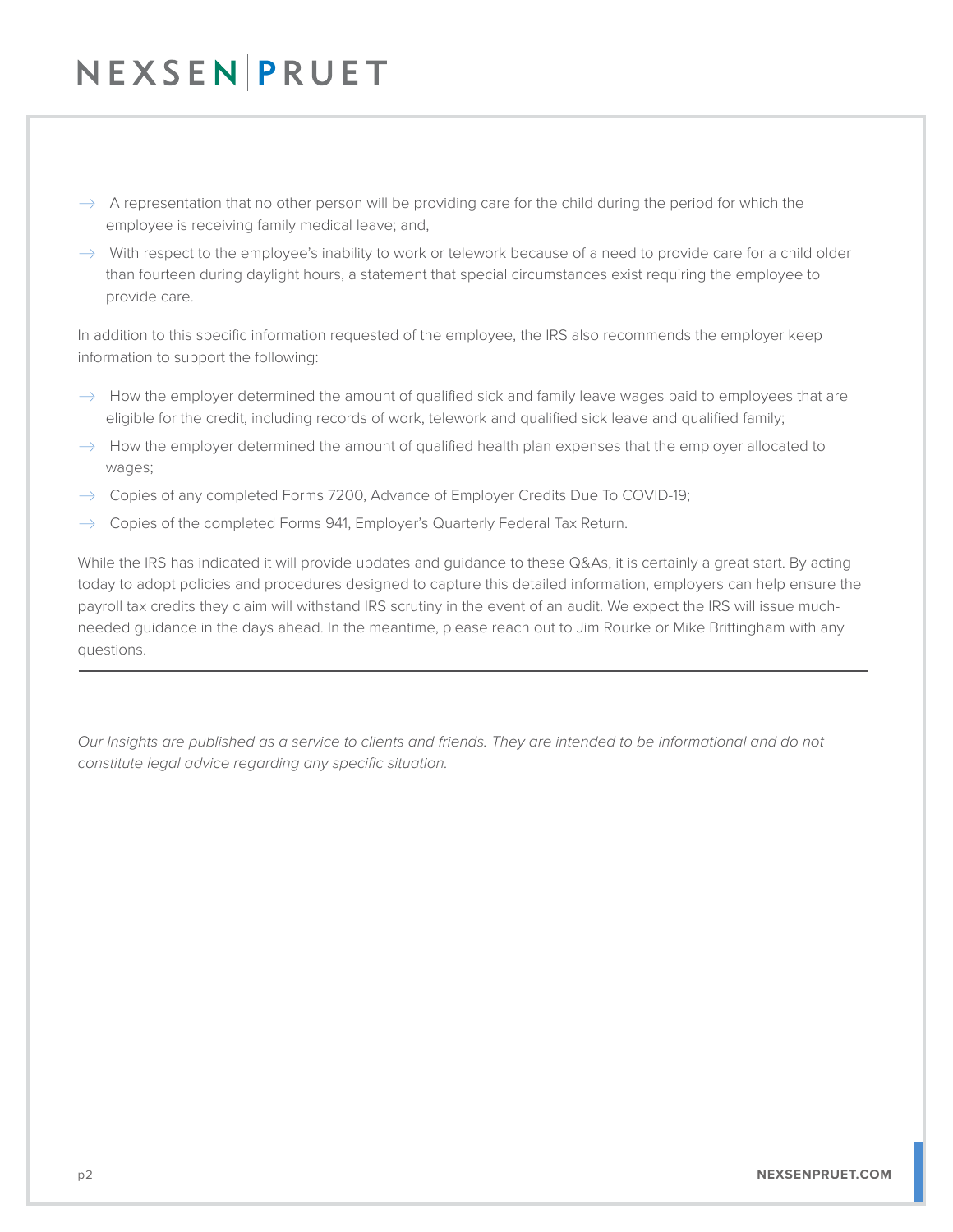- A representation that no other person will be providing care for the child during the period for which the employee is receiving family medical leave; and,
- With respect to the employee's inability to work or telework because of a need to provide care for a child older than fourteen during daylight hours, a statement that special circumstances exist requiring the employee to provide care.

In addition to this specific information requested of the employee, the IRS also recommends the employer keep information to support the following:

- How the employer determined the amount of qualified sick and family leave wages paid to employees that are eligible for the credit, including records of work, telework and qualified sick leave and qualified family;
- How the employer determined the amount of qualified health plan expenses that the employer allocated to wages;
- Copies of any completed Forms 7200, Advance of Employer Credits Due To COVID-19;
- Copies of the completed Forms 941, Employer's Quarterly Federal Tax Return.

While the IRS has indicated it will provide updates and guidance to these Q&As, it is certainly a great start. By acting today to adopt policies and procedures designed to capture this detailed information, employers can help ensure the payroll tax credits they claim will withstand IRS scrutiny in the event of an audit. We expect the IRS will issue much-needed guidance in the days ahead. In the meantime, please reach out to Jim Rourke or Mike Brittingham with any questions.

---

*Our Insights are published as a service to clients and friends. They are intended to be informational and do not constitute legal advice regarding any specific situation.*